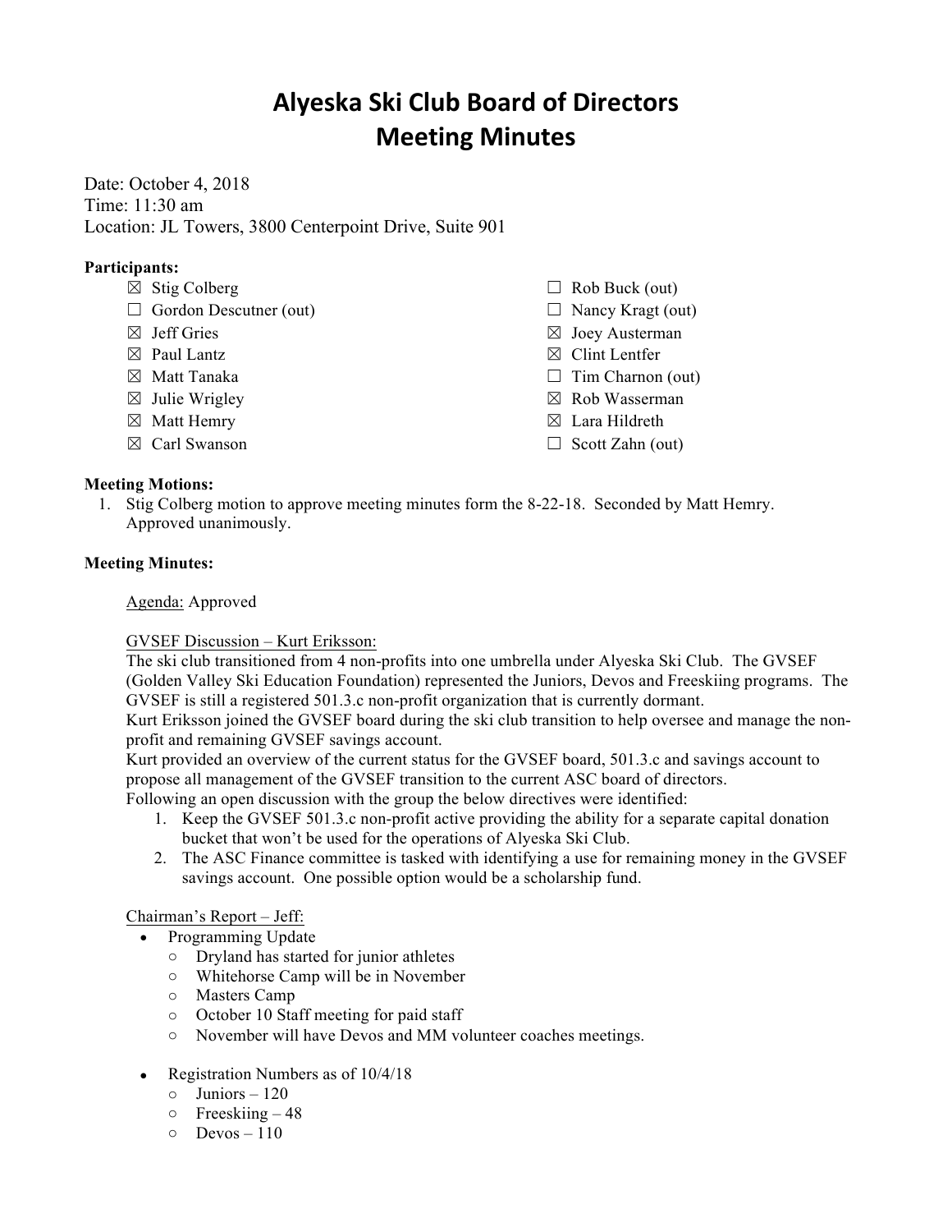# Alyeska Ski Club Board of Directors
# Meeting Minutes

Date: October 4, 2018
Time: 11:30 am
Location: JL Towers, 3800 Centerpoint Drive, Suite 901

**Participants:**

- ☒ Stig Colberg
- ☐ Gordon Descutner (out)
- ☒ Jeff Gries
- ☒ Paul Lantz
- ☒ Matt Tanaka
- ☒ Julie Wrigley
- ☒ Matt Hemry
- ☒ Carl Swanson
- ☐ Rob Buck (out)
- ☐ Nancy Kragt (out)
- ☒ Joey Austerman
- ☒ Clint Lentfer
- ☐ Tim Charnon (out)
- ☒ Rob Wasserman
- ☒ Lara Hildreth
- ☐ Scott Zahn (out)

**Meeting Motions:**

1. Stig Colberg motion to approve meeting minutes form the 8-22-18. Seconded by Matt Hemry. Approved unanimously.

**Meeting Minutes:**

<u>Agenda:</u> Approved

<u>GVSEF Discussion – Kurt Eriksson:</u>

The ski club transitioned from 4 non-profits into one umbrella under Alyeska Ski Club. The GVSEF (Golden Valley Ski Education Foundation) represented the Juniors, Devos and Freeskiing programs. The GVSEF is still a registered 501.3.c non-profit organization that is currently dormant.

Kurt Eriksson joined the GVSEF board during the ski club transition to help oversee and manage the non-profit and remaining GVSEF savings account.

Kurt provided an overview of the current status for the GVSEF board, 501.3.c and savings account to propose all management of the GVSEF transition to the current ASC board of directors.

Following an open discussion with the group the below directives were identified:

1. Keep the GVSEF 501.3.c non-profit active providing the ability for a separate capital donation bucket that won't be used for the operations of Alyeska Ski Club.
2. The ASC Finance committee is tasked with identifying a use for remaining money in the GVSEF savings account. One possible option would be a scholarship fund.

<u>Chairman's Report – Jeff:</u>

- Programming Update
  - Dryland has started for junior athletes
  - Whitehorse Camp will be in November
  - Masters Camp
  - October 10 Staff meeting for paid staff
  - November will have Devos and MM volunteer coaches meetings.
- Registration Numbers as of 10/4/18
  - Juniors – 120
  - Freeskiing – 48
  - Devos – 110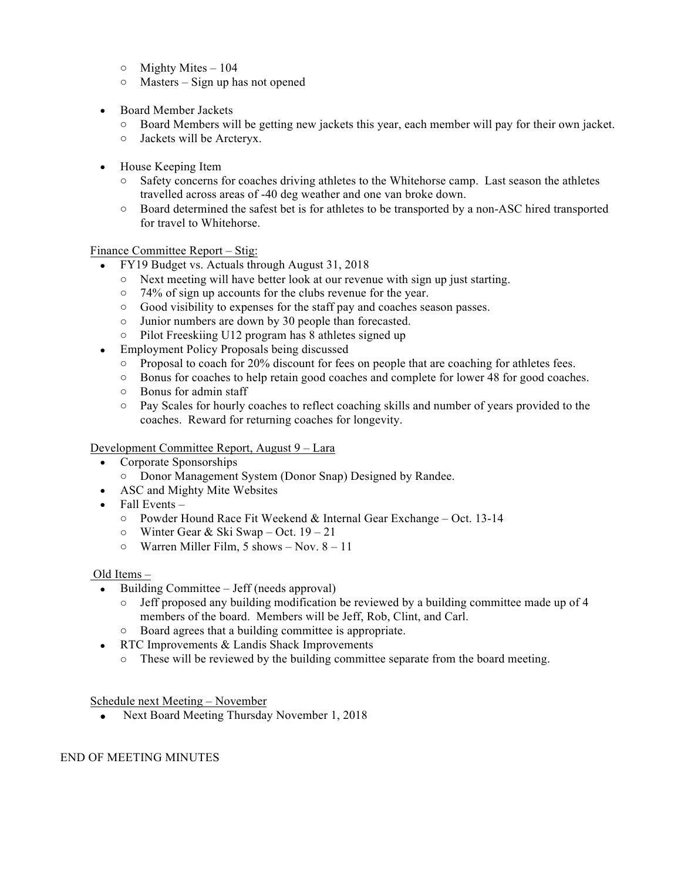- Mighty Mites – 104
  - Masters – Sign up has not opened

- Board Member Jackets
  - Board Members will be getting new jackets this year, each member will pay for their own jacket.
  - Jackets will be Arcteryx.

- House Keeping Item
  - Safety concerns for coaches driving athletes to the Whitehorse camp. Last season the athletes travelled across areas of -40 deg weather and one van broke down.
  - Board determined the safest bet is for athletes to be transported by a non-ASC hired transported for travel to Whitehorse.

Finance Committee Report – Stig:

- FY19 Budget vs. Actuals through August 31, 2018
  - Next meeting will have better look at our revenue with sign up just starting.
  - 74% of sign up accounts for the clubs revenue for the year.
  - Good visibility to expenses for the staff pay and coaches season passes.
  - Junior numbers are down by 30 people than forecasted.
  - Pilot Freeskiing U12 program has 8 athletes signed up
- Employment Policy Proposals being discussed
  - Proposal to coach for 20% discount for fees on people that are coaching for athletes fees.
  - Bonus for coaches to help retain good coaches and complete for lower 48 for good coaches.
  - Bonus for admin staff
  - Pay Scales for hourly coaches to reflect coaching skills and number of years provided to the coaches. Reward for returning coaches for longevity.

Development Committee Report, August 9 – Lara

- Corporate Sponsorships
  - Donor Management System (Donor Snap) Designed by Randee.
- ASC and Mighty Mite Websites
- Fall Events –
  - Powder Hound Race Fit Weekend & Internal Gear Exchange – Oct. 13-14
  - Winter Gear & Ski Swap – Oct. 19 – 21
  - Warren Miller Film, 5 shows – Nov. 8 – 11

Old Items –

- Building Committee – Jeff (needs approval)
  - Jeff proposed any building modification be reviewed by a building committee made up of 4 members of the board. Members will be Jeff, Rob, Clint, and Carl.
  - Board agrees that a building committee is appropriate.
- RTC Improvements & Landis Shack Improvements
  - These will be reviewed by the building committee separate from the board meeting.

Schedule next Meeting – November

- Next Board Meeting Thursday November 1, 2018

END OF MEETING MINUTES